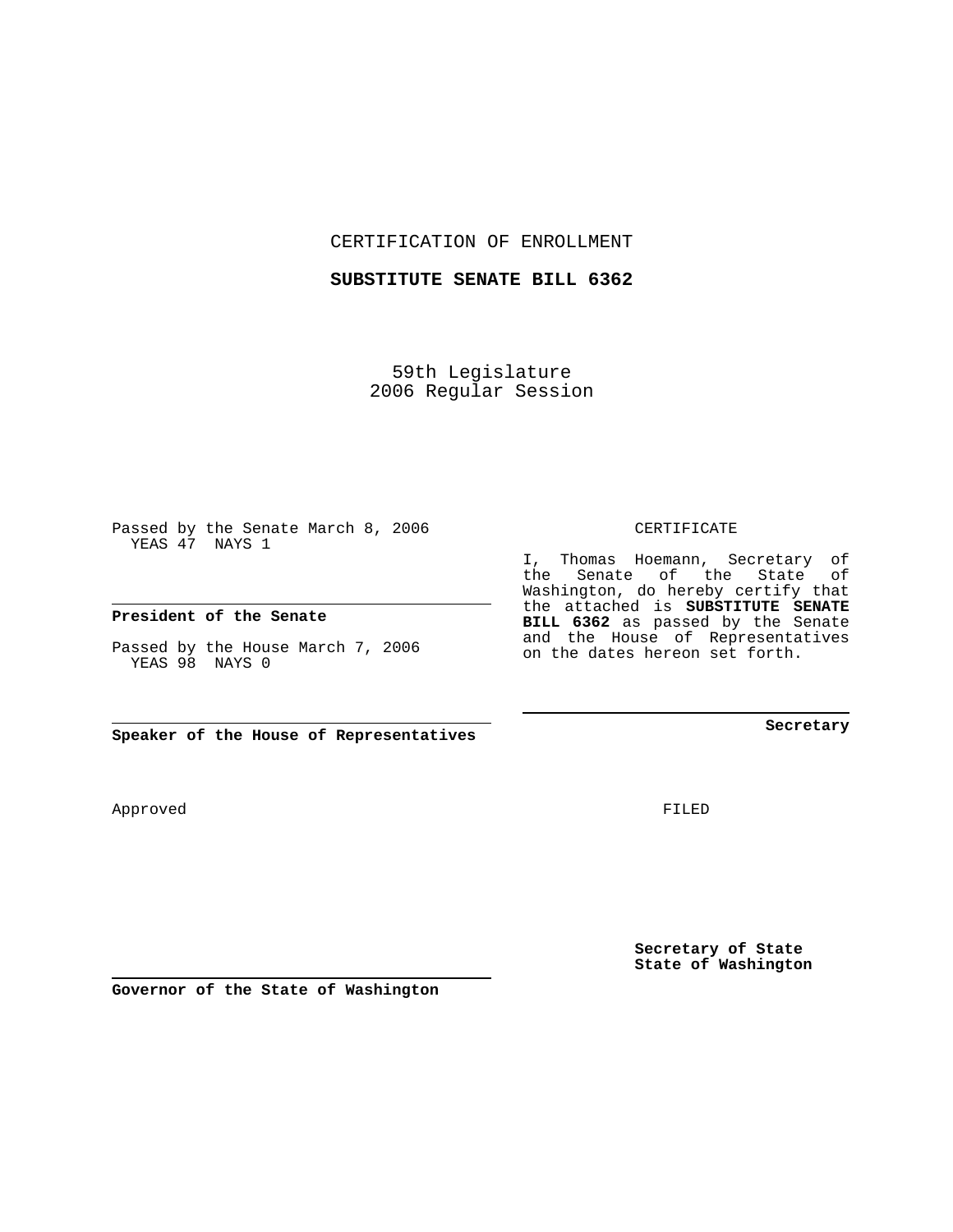CERTIFICATION OF ENROLLMENT

**SUBSTITUTE SENATE BILL 6362**

59th Legislature
2006 Regular Session

Passed by the Senate March 8, 2006
YEAS 47 NAYS 1

**President of the Senate**

Passed by the House March 7, 2006
YEAS 98 NAYS 0

**Speaker of the House of Representatives**

CERTIFICATE

I, Thomas Hoemann, Secretary of the Senate of the State of Washington, do hereby certify that the attached is **SUBSTITUTE SENATE BILL 6362** as passed by the Senate and the House of Representatives on the dates hereon set forth.

**Secretary**

Approved

FILED

**Secretary of State**
**State of Washington**

**Governor of the State of Washington**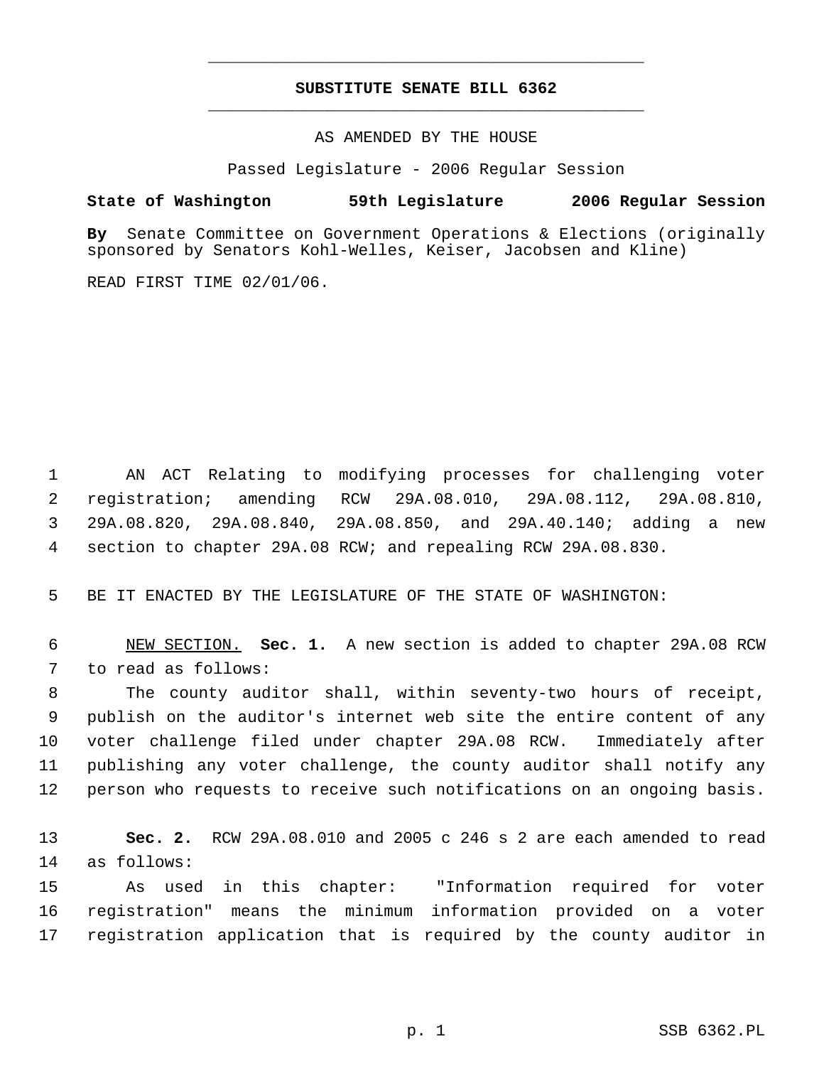**SUBSTITUTE SENATE BILL 6362**

AS AMENDED BY THE HOUSE

Passed Legislature - 2006 Regular Session

**State of Washington 59th Legislature 2006 Regular Session**

**By** Senate Committee on Government Operations & Elections (originally sponsored by Senators Kohl-Welles, Keiser, Jacobsen and Kline)

READ FIRST TIME 02/01/06.

1 AN ACT Relating to modifying processes for challenging voter
2 registration; amending RCW 29A.08.010, 29A.08.112, 29A.08.810,
3 29A.08.820, 29A.08.840, 29A.08.850, and 29A.40.140; adding a new
4 section to chapter 29A.08 RCW; and repealing RCW 29A.08.830.

5 BE IT ENACTED BY THE LEGISLATURE OF THE STATE OF WASHINGTON:

6 NEW SECTION. **Sec. 1.** A new section is added to chapter 29A.08 RCW
7 to read as follows:

8 The county auditor shall, within seventy-two hours of receipt,
9 publish on the auditor's internet web site the entire content of any
10 voter challenge filed under chapter 29A.08 RCW. Immediately after
11 publishing any voter challenge, the county auditor shall notify any
12 person who requests to receive such notifications on an ongoing basis.

13 **Sec. 2.** RCW 29A.08.010 and 2005 c 246 s 2 are each amended to read
14 as follows:

15 As used in this chapter: "Information required for voter
16 registration" means the minimum information provided on a voter
17 registration application that is required by the county auditor in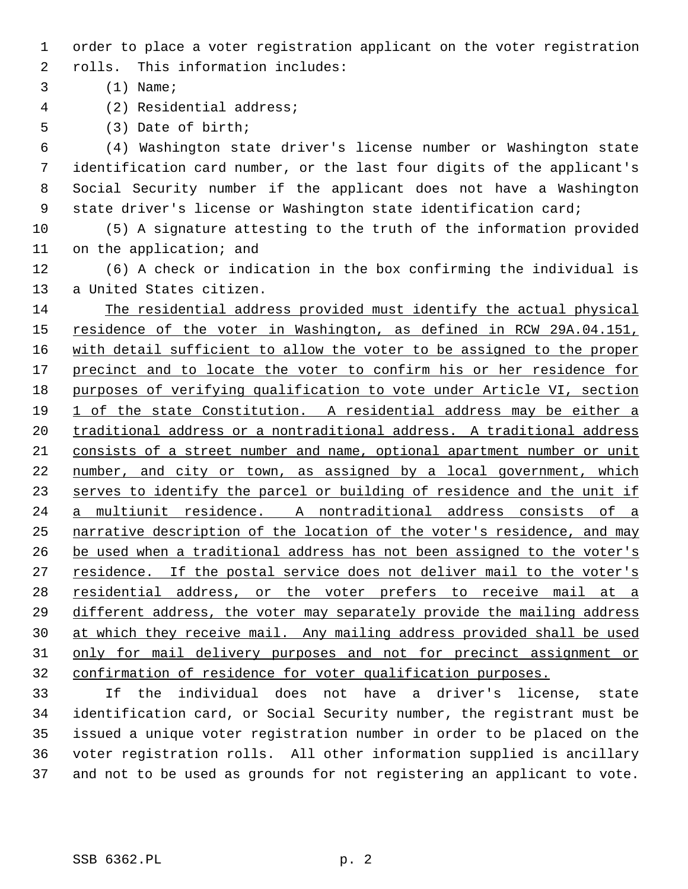order to place a voter registration applicant on the voter registration rolls. This information includes:

(1) Name;

(2) Residential address;

(3) Date of birth;

(4) Washington state driver's license number or Washington state identification card number, or the last four digits of the applicant's Social Security number if the applicant does not have a Washington state driver's license or Washington state identification card;

(5) A signature attesting to the truth of the information provided on the application; and

(6) A check or indication in the box confirming the individual is a United States citizen.

<u>The residential address provided must identify the actual physical residence of the voter in Washington, as defined in RCW 29A.04.151, with detail sufficient to allow the voter to be assigned to the proper precinct and to locate the voter to confirm his or her residence for purposes of verifying qualification to vote under Article VI, section 1 of the state Constitution. A residential address may be either a traditional address or a nontraditional address. A traditional address consists of a street number and name, optional apartment number or unit number, and city or town, as assigned by a local government, which serves to identify the parcel or building of residence and the unit if a multiunit residence. A nontraditional address consists of a narrative description of the location of the voter's residence, and may be used when a traditional address has not been assigned to the voter's residence. If the postal service does not deliver mail to the voter's residential address, or the voter prefers to receive mail at a different address, the voter may separately provide the mailing address at which they receive mail. Any mailing address provided shall be used only for mail delivery purposes and not for precinct assignment or confirmation of residence for voter qualification purposes.</u>

If the individual does not have a driver's license, state identification card, or Social Security number, the registrant must be issued a unique voter registration number in order to be placed on the voter registration rolls. All other information supplied is ancillary and not to be used as grounds for not registering an applicant to vote.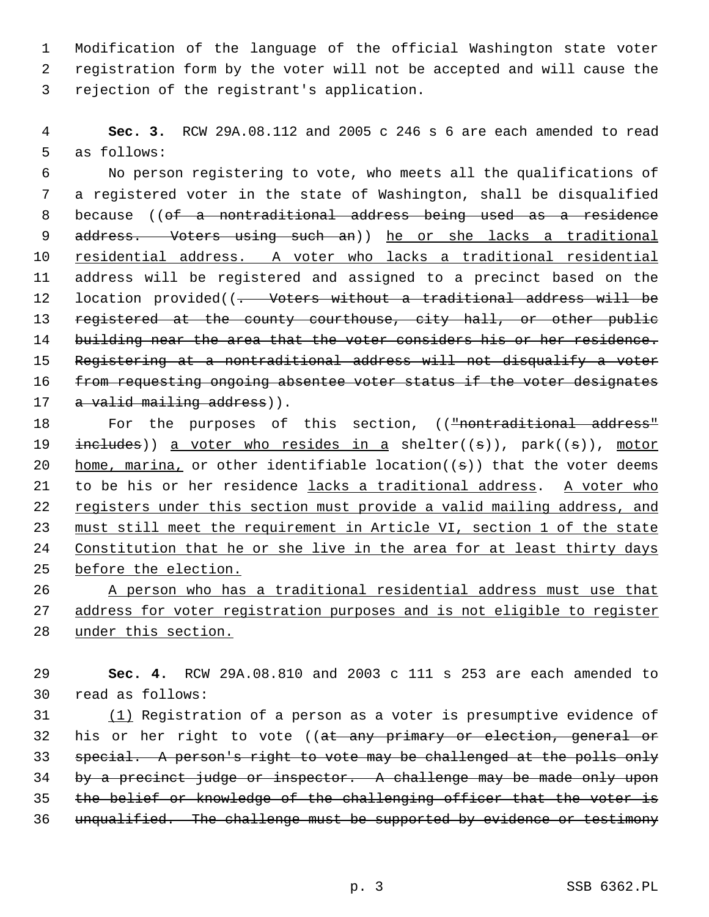Modification of the language of the official Washington state voter registration form by the voter will not be accepted and will cause the rejection of the registrant's application.

**Sec. 3.** RCW 29A.08.112 and 2005 c 246 s 6 are each amended to read as follows:

No person registering to vote, who meets all the qualifications of a registered voter in the state of Washington, shall be disqualified because ((~~of a nontraditional address being used as a residence address. Voters using such an~~)) he or she lacks a traditional residential address. A voter who lacks a traditional residential address will be registered and assigned to a precinct based on the location provided((~~. Voters without a traditional address will be registered at the county courthouse, city hall, or other public building near the area that the voter considers his or her residence. Registering at a nontraditional address will not disqualify a voter from requesting ongoing absentee voter status if the voter designates a valid mailing address~~)).

For the purposes of this section, ((~~"nontraditional address" includes~~)) a voter who resides in a shelter((~~s~~)), park((~~s~~)), motor home, marina, or other identifiable location((~~s~~)) that the voter deems to be his or her residence lacks a traditional address. A voter who registers under this section must provide a valid mailing address, and must still meet the requirement in Article VI, section 1 of the state Constitution that he or she live in the area for at least thirty days before the election.

A person who has a traditional residential address must use that address for voter registration purposes and is not eligible to register under this section.

**Sec. 4.** RCW 29A.08.810 and 2003 c 111 s 253 are each amended to read as follows:

(1) Registration of a person as a voter is presumptive evidence of his or her right to vote ((~~at any primary or election, general or special. A person's right to vote may be challenged at the polls only by a precinct judge or inspector. A challenge may be made only upon the belief or knowledge of the challenging officer that the voter is unqualified. The challenge must be supported by evidence or testimony~~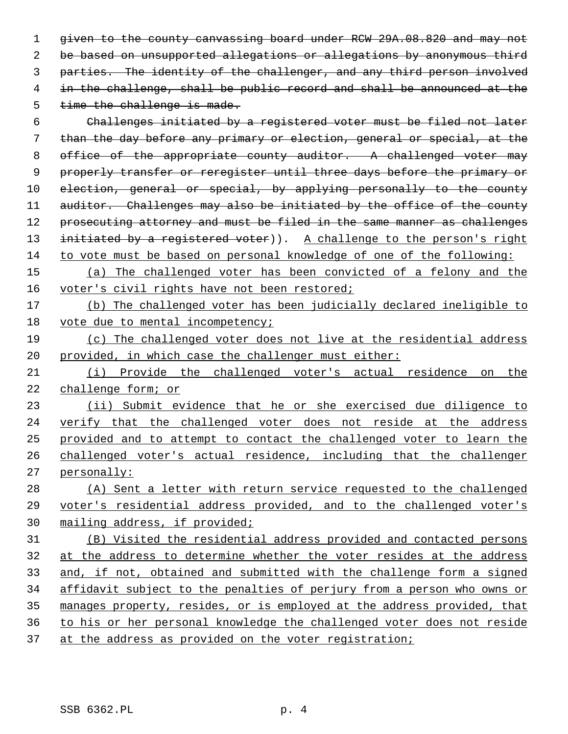~~given to the county canvassing board under RCW 29A.08.820 and may not be based on unsupported allegations or allegations by anonymous third parties. The identity of the challenger, and any third person involved in the challenge, shall be public record and shall be announced at the time the challenge is made.~~

~~Challenges initiated by a registered voter must be filed not later than the day before any primary or election, general or special, at the office of the appropriate county auditor. A challenged voter may properly transfer or reregister until three days before the primary or election, general or special, by applying personally to the county auditor. Challenges may also be initiated by the office of the county prosecuting attorney and must be filed in the same manner as challenges initiated by a registered voter~~)). <u>A challenge to the person's right to vote must be based on personal knowledge of one of the following:</u>

<u>(a) The challenged voter has been convicted of a felony and the voter's civil rights have not been restored;</u>

<u>(b) The challenged voter has been judicially declared ineligible to vote due to mental incompetency;</u>

<u>(c) The challenged voter does not live at the residential address provided, in which case the challenger must either:</u>

<u>(i) Provide the challenged voter's actual residence on the challenge form; or</u>

<u>(ii) Submit evidence that he or she exercised due diligence to verify that the challenged voter does not reside at the address provided and to attempt to contact the challenged voter to learn the challenged voter's actual residence, including that the challenger personally:</u>

<u>(A) Sent a letter with return service requested to the challenged voter's residential address provided, and to the challenged voter's mailing address, if provided;</u>

<u>(B) Visited the residential address provided and contacted persons at the address to determine whether the voter resides at the address and, if not, obtained and submitted with the challenge form a signed affidavit subject to the penalties of perjury from a person who owns or manages property, resides, or is employed at the address provided, that to his or her personal knowledge the challenged voter does not reside at the address as provided on the voter registration;</u>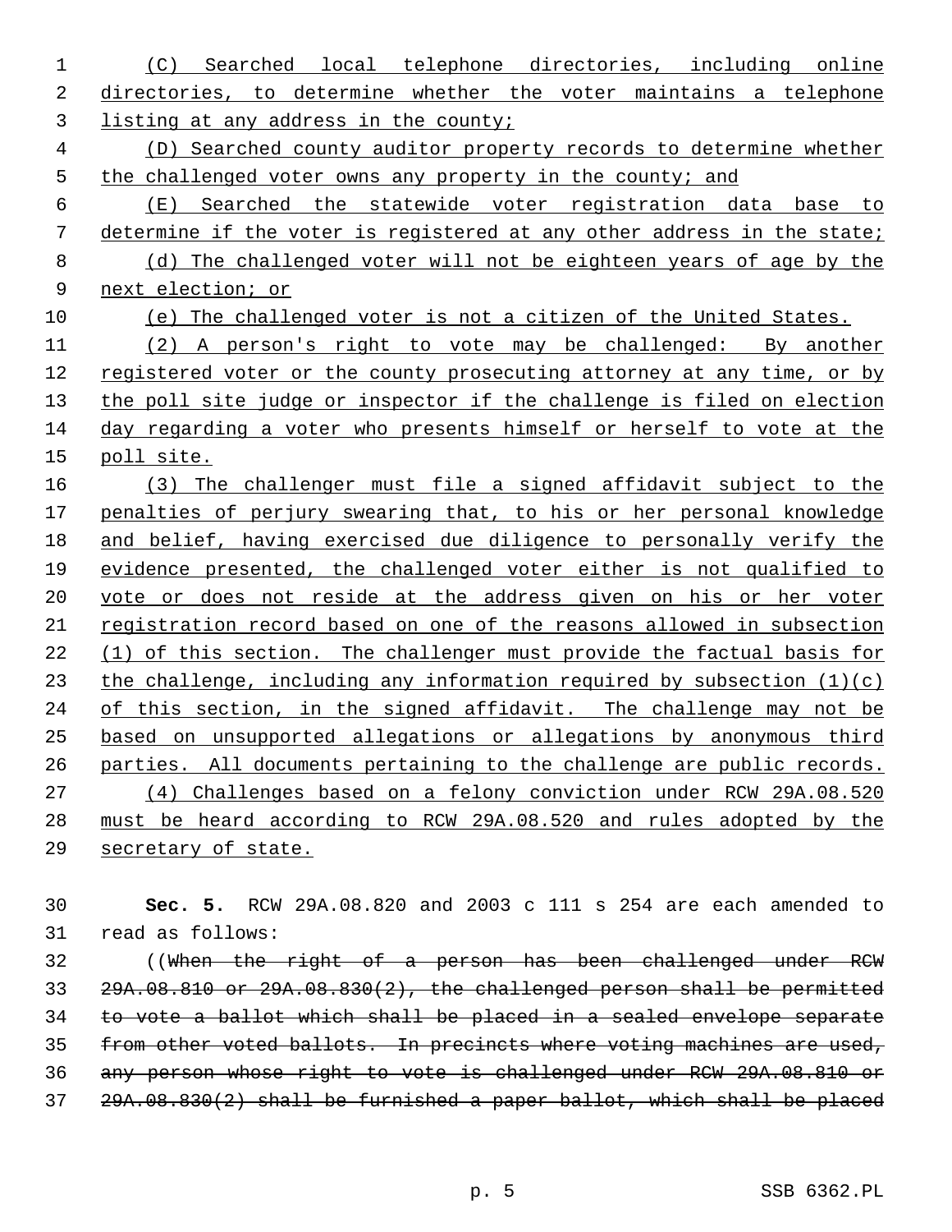(C) Searched local telephone directories, including online directories, to determine whether the voter maintains a telephone listing at any address in the county;

(D) Searched county auditor property records to determine whether the challenged voter owns any property in the county; and

(E) Searched the statewide voter registration data base to determine if the voter is registered at any other address in the state;

(d) The challenged voter will not be eighteen years of age by the next election; or

(e) The challenged voter is not a citizen of the United States.

(2) A person's right to vote may be challenged: By another registered voter or the county prosecuting attorney at any time, or by the poll site judge or inspector if the challenge is filed on election day regarding a voter who presents himself or herself to vote at the poll site.

(3) The challenger must file a signed affidavit subject to the penalties of perjury swearing that, to his or her personal knowledge and belief, having exercised due diligence to personally verify the evidence presented, the challenged voter either is not qualified to vote or does not reside at the address given on his or her voter registration record based on one of the reasons allowed in subsection (1) of this section. The challenger must provide the factual basis for the challenge, including any information required by subsection (1)(c) of this section, in the signed affidavit. The challenge may not be based on unsupported allegations or allegations by anonymous third parties. All documents pertaining to the challenge are public records.

(4) Challenges based on a felony conviction under RCW 29A.08.520 must be heard according to RCW 29A.08.520 and rules adopted by the secretary of state.

**Sec. 5.** RCW 29A.08.820 and 2003 c 111 s 254 are each amended to read as follows:

((~~When the right of a person has been challenged under RCW 29A.08.810 or 29A.08.830(2), the challenged person shall be permitted to vote a ballot which shall be placed in a sealed envelope separate from other voted ballots. In precincts where voting machines are used, any person whose right to vote is challenged under RCW 29A.08.810 or 29A.08.830(2) shall be furnished a paper ballot, which shall be placed~~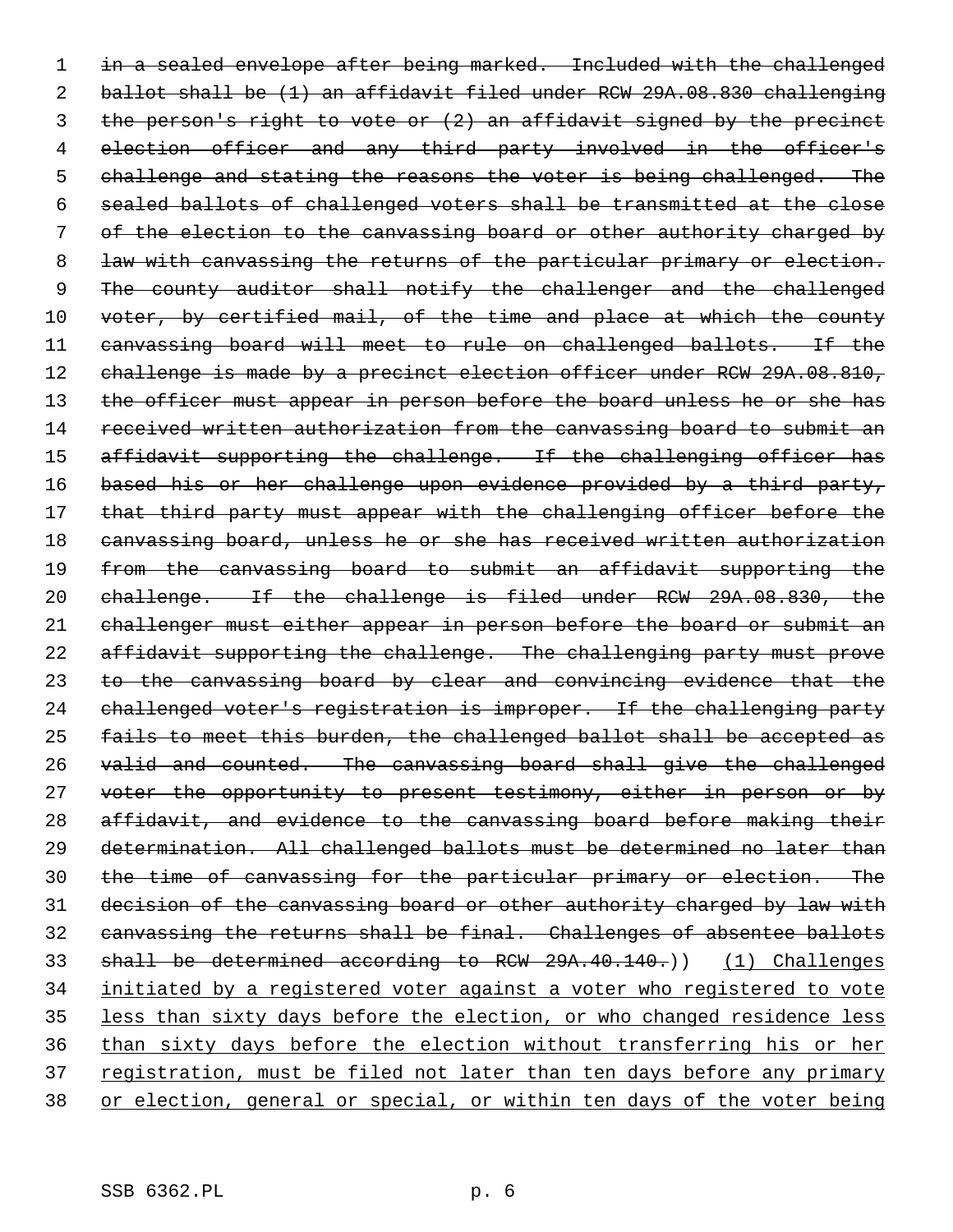~~in a sealed envelope after being marked. Included with the challenged ballot shall be (1) an affidavit filed under RCW 29A.08.830 challenging the person's right to vote or (2) an affidavit signed by the precinct election officer and any third party involved in the officer's challenge and stating the reasons the voter is being challenged. The sealed ballots of challenged voters shall be transmitted at the close of the election to the canvassing board or other authority charged by law with canvassing the returns of the particular primary or election. The county auditor shall notify the challenger and the challenged voter, by certified mail, of the time and place at which the county canvassing board will meet to rule on challenged ballots. If the challenge is made by a precinct election officer under RCW 29A.08.810, the officer must appear in person before the board unless he or she has received written authorization from the canvassing board to submit an affidavit supporting the challenge. If the challenging officer has based his or her challenge upon evidence provided by a third party, that third party must appear with the challenging officer before the canvassing board, unless he or she has received written authorization from the canvassing board to submit an affidavit supporting the challenge. If the challenge is filed under RCW 29A.08.830, the challenger must either appear in person before the board or submit an affidavit supporting the challenge. The challenging party must prove to the canvassing board by clear and convincing evidence that the challenged voter's registration is improper. If the challenging party fails to meet this burden, the challenged ballot shall be accepted as valid and counted. The canvassing board shall give the challenged voter the opportunity to present testimony, either in person or by affidavit, and evidence to the canvassing board before making their determination. All challenged ballots must be determined no later than the time of canvassing for the particular primary or election. The decision of the canvassing board or other authority charged by law with canvassing the returns shall be final. Challenges of absentee ballots shall be determined according to RCW 29A.40.140.~~)) <u>(1) Challenges initiated by a registered voter against a voter who registered to vote less than sixty days before the election, or who changed residence less than sixty days before the election without transferring his or her registration, must be filed not later than ten days before any primary or election, general or special, or within ten days of the voter being</u>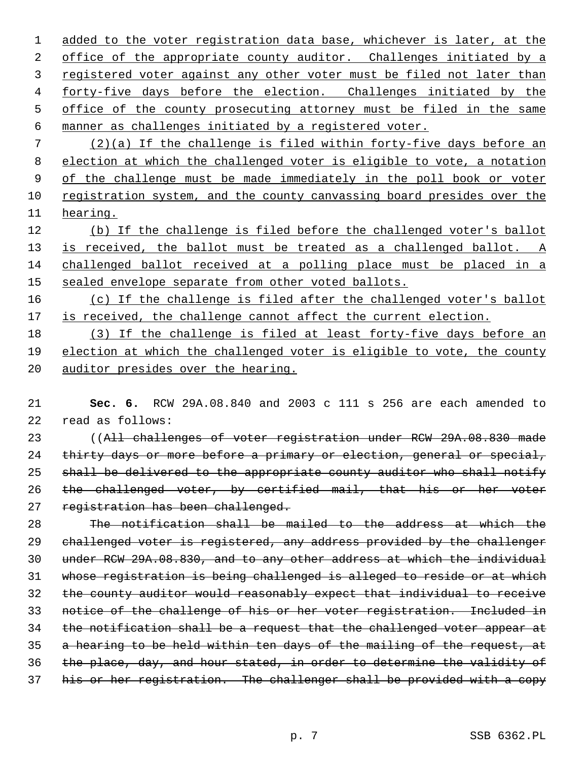added to the voter registration data base, whichever is later, at the office of the appropriate county auditor. Challenges initiated by a registered voter against any other voter must be filed not later than forty-five days before the election. Challenges initiated by the office of the county prosecuting attorney must be filed in the same manner as challenges initiated by a registered voter.

(2)(a) If the challenge is filed within forty-five days before an election at which the challenged voter is eligible to vote, a notation of the challenge must be made immediately in the poll book or voter registration system, and the county canvassing board presides over the hearing.

(b) If the challenge is filed before the challenged voter's ballot is received, the ballot must be treated as a challenged ballot. A challenged ballot received at a polling place must be placed in a sealed envelope separate from other voted ballots.

(c) If the challenge is filed after the challenged voter's ballot is received, the challenge cannot affect the current election.

(3) If the challenge is filed at least forty-five days before an election at which the challenged voter is eligible to vote, the county auditor presides over the hearing.

**Sec. 6.** RCW 29A.08.840 and 2003 c 111 s 256 are each amended to read as follows:

((~~All challenges of voter registration under RCW 29A.08.830 made thirty days or more before a primary or election, general or special, shall be delivered to the appropriate county auditor who shall notify the challenged voter, by certified mail, that his or her voter registration has been challenged.~~

~~The notification shall be mailed to the address at which the challenged voter is registered, any address provided by the challenger under RCW 29A.08.830, and to any other address at which the individual whose registration is being challenged is alleged to reside or at which the county auditor would reasonably expect that individual to receive notice of the challenge of his or her voter registration. Included in the notification shall be a request that the challenged voter appear at a hearing to be held within ten days of the mailing of the request, at the place, day, and hour stated, in order to determine the validity of his or her registration. The challenger shall be provided with a copy~~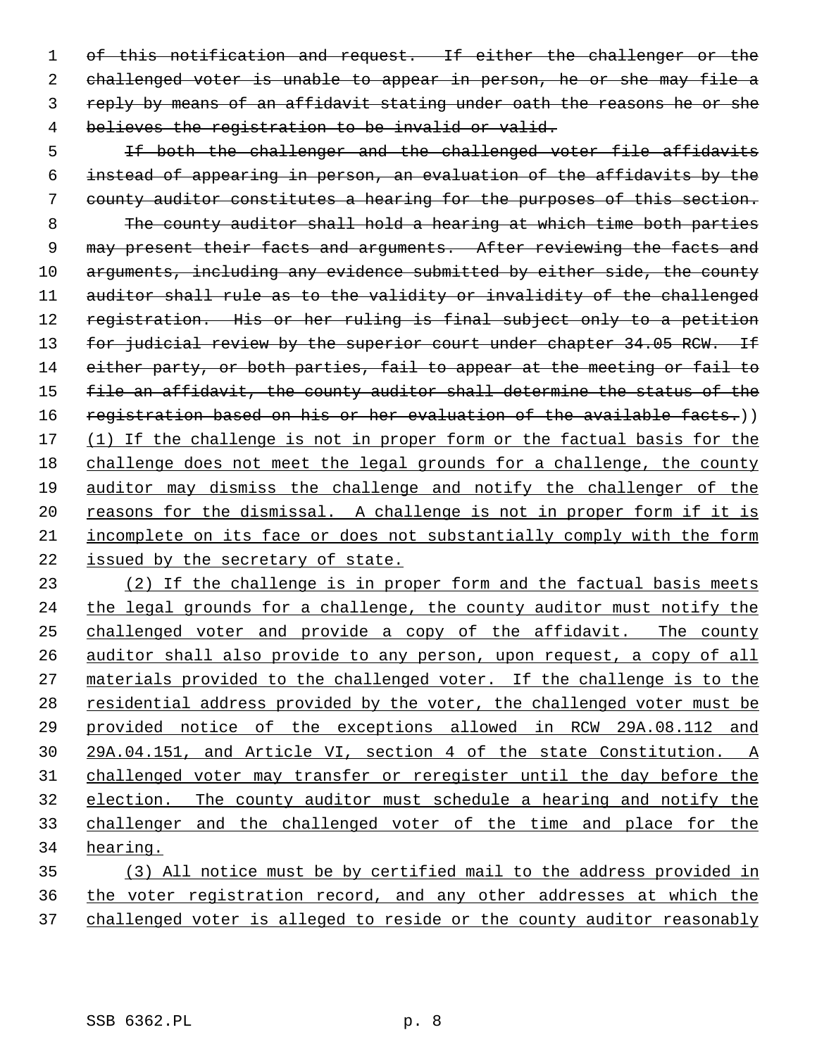~~of this notification and request. If either the challenger or the challenged voter is unable to appear in person, he or she may file a reply by means of an affidavit stating under oath the reasons he or she believes the registration to be invalid or valid.~~

~~If both the challenger and the challenged voter file affidavits instead of appearing in person, an evaluation of the affidavits by the county auditor constitutes a hearing for the purposes of this section.~~

~~The county auditor shall hold a hearing at which time both parties may present their facts and arguments. After reviewing the facts and arguments, including any evidence submitted by either side, the county auditor shall rule as to the validity or invalidity of the challenged registration. His or her ruling is final subject only to a petition for judicial review by the superior court under chapter 34.05 RCW. If either party, or both parties, fail to appear at the meeting or fail to file an affidavit, the county auditor shall determine the status of the registration based on his or her evaluation of the available facts.~~)) <u>(1) If the challenge is not in proper form or the factual basis for the challenge does not meet the legal grounds for a challenge, the county auditor may dismiss the challenge and notify the challenger of the reasons for the dismissal. A challenge is not in proper form if it is incomplete on its face or does not substantially comply with the form issued by the secretary of state.</u>

<u>(2) If the challenge is in proper form and the factual basis meets the legal grounds for a challenge, the county auditor must notify the challenged voter and provide a copy of the affidavit. The county auditor shall also provide to any person, upon request, a copy of all materials provided to the challenged voter. If the challenge is to the residential address provided by the voter, the challenged voter must be provided notice of the exceptions allowed in RCW 29A.08.112 and 29A.04.151, and Article VI, section 4 of the state Constitution. A challenged voter may transfer or reregister until the day before the election. The county auditor must schedule a hearing and notify the challenger and the challenged voter of the time and place for the hearing.</u>

<u>(3) All notice must be by certified mail to the address provided in the voter registration record, and any other addresses at which the challenged voter is alleged to reside or the county auditor reasonably</u>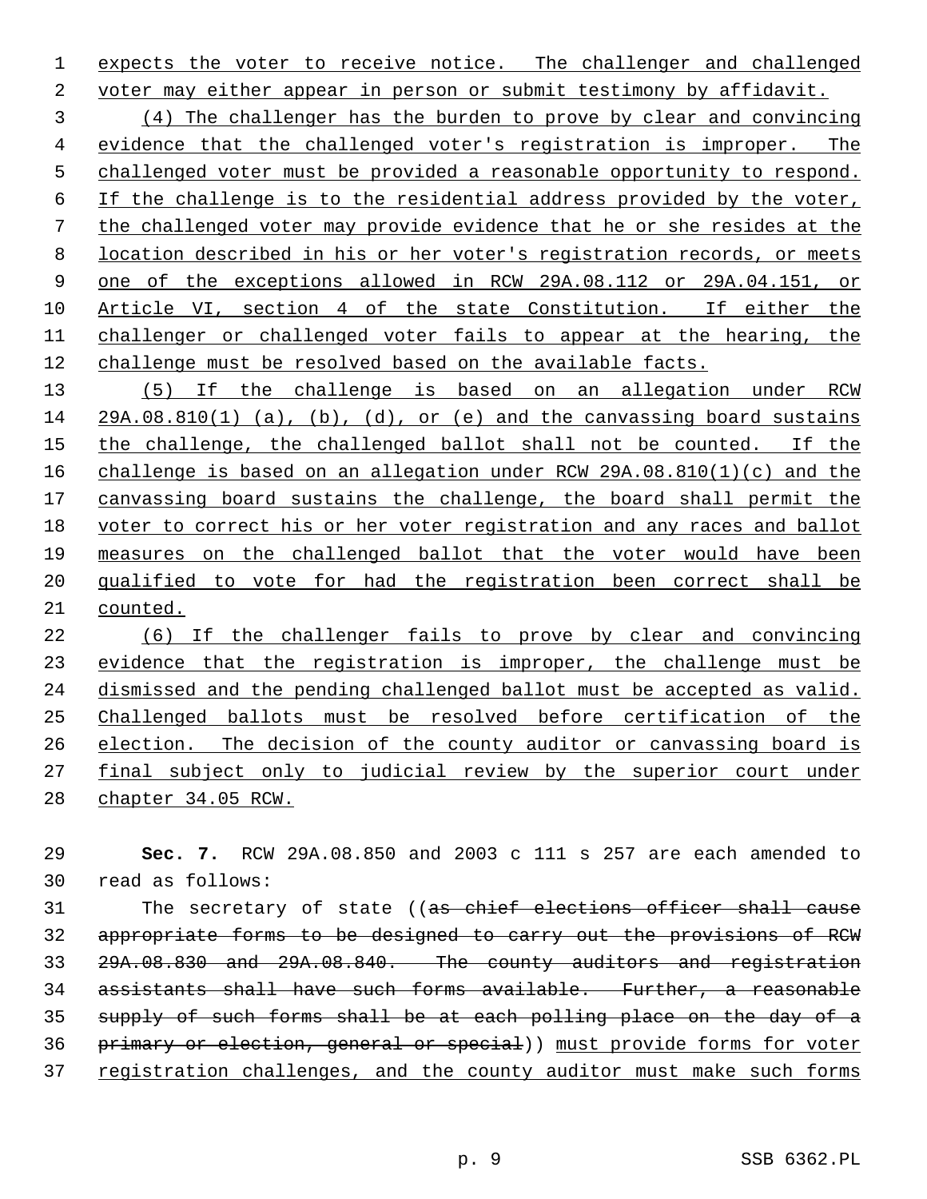expects the voter to receive notice. The challenger and challenged voter may either appear in person or submit testimony by affidavit.

(4) The challenger has the burden to prove by clear and convincing evidence that the challenged voter's registration is improper. The challenged voter must be provided a reasonable opportunity to respond. If the challenge is to the residential address provided by the voter, the challenged voter may provide evidence that he or she resides at the location described in his or her voter's registration records, or meets one of the exceptions allowed in RCW 29A.08.112 or 29A.04.151, or Article VI, section 4 of the state Constitution. If either the challenger or challenged voter fails to appear at the hearing, the challenge must be resolved based on the available facts.

(5) If the challenge is based on an allegation under RCW 29A.08.810(1) (a), (b), (d), or (e) and the canvassing board sustains the challenge, the challenged ballot shall not be counted. If the challenge is based on an allegation under RCW 29A.08.810(1)(c) and the canvassing board sustains the challenge, the board shall permit the voter to correct his or her voter registration and any races and ballot measures on the challenged ballot that the voter would have been qualified to vote for had the registration been correct shall be counted.

(6) If the challenger fails to prove by clear and convincing evidence that the registration is improper, the challenge must be dismissed and the pending challenged ballot must be accepted as valid. Challenged ballots must be resolved before certification of the election. The decision of the county auditor or canvassing board is final subject only to judicial review by the superior court under chapter 34.05 RCW.

**Sec. 7.** RCW 29A.08.850 and 2003 c 111 s 257 are each amended to read as follows:

The secretary of state ((~~as chief elections officer shall cause appropriate forms to be designed to carry out the provisions of RCW 29A.08.830 and 29A.08.840. The county auditors and registration assistants shall have such forms available. Further, a reasonable supply of such forms shall be at each polling place on the day of a primary or election, general or special~~)) must provide forms for voter registration challenges, and the county auditor must make such forms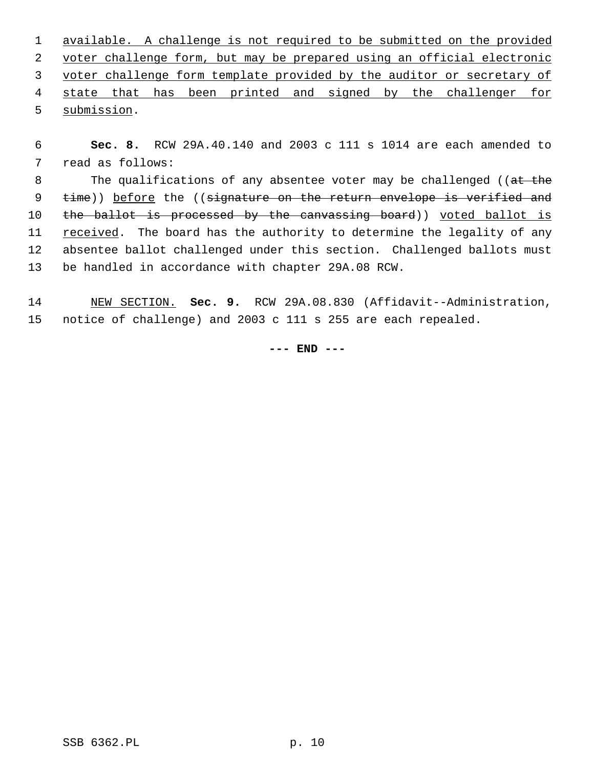available. A challenge is not required to be submitted on the provided voter challenge form, but may be prepared using an official electronic voter challenge form template provided by the auditor or secretary of state that has been printed and signed by the challenger for submission.

**Sec. 8.** RCW 29A.40.140 and 2003 c 111 s 1014 are each amended to read as follows:

The qualifications of any absentee voter may be challenged ((~~at the time~~)) before the ((~~signature on the return envelope is verified and the ballot is processed by the canvassing board~~)) voted ballot is received. The board has the authority to determine the legality of any absentee ballot challenged under this section. Challenged ballots must be handled in accordance with chapter 29A.08 RCW.

NEW SECTION. **Sec. 9.** RCW 29A.08.830 (Affidavit--Administration, notice of challenge) and 2003 c 111 s 255 are each repealed.

**--- END ---**